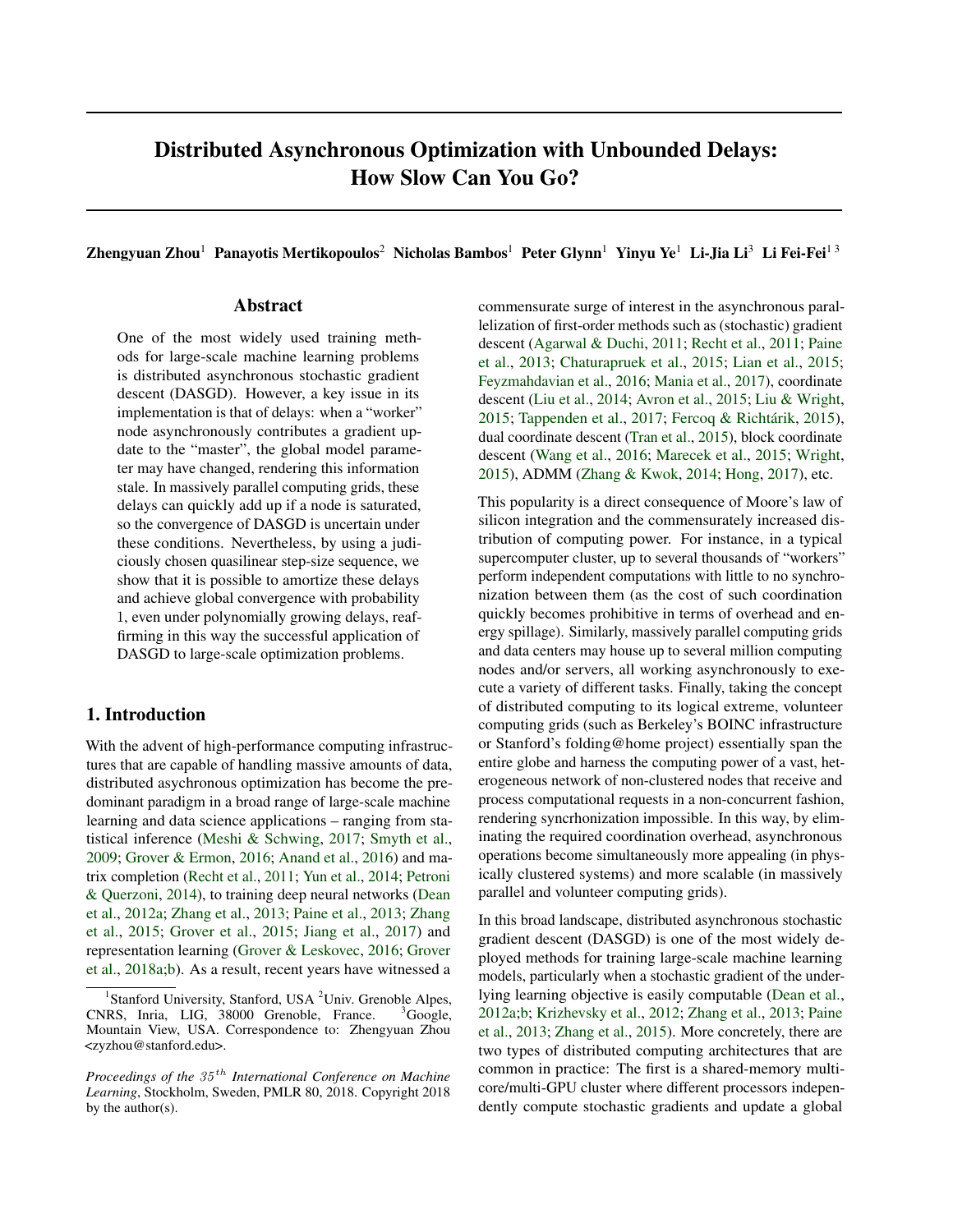# Distributed Asynchronous Optimization with Unbounded Delays: How Slow Can You Go?

**Zhengyuan Zhou[1] Panayotis Mertikopoulos[2] Nicholas Bambos[1] Peter Glynn[1] Yinyu Ye[1] Li-Jia Li[3] Li Fei-Fei[1 3]**

## Abstract

One of the most widely used training methods for large-scale machine learning problems is distributed asynchronous stochastic gradient descent (DASGD). However, a key issue in its implementation is that of delays: when a "worker" node asynchronously contributes a gradient update to the "master", the global model parameter may have changed, rendering this information stale. In massively parallel computing grids, these delays can quickly add up if a node is saturated, so the convergence of DASGD is uncertain under these conditions. Nevertheless, by using a judiciously chosen quasilinear step-size sequence, we show that it is possible to amortize these delays and achieve global convergence with probability 1, even under polynomially growing delays, reaffirming in this way the successful application of DASGD to large-scale optimization problems.

## 1. Introduction

With the advent of high-performance computing infrastructures that are capable of handling massive amounts of data, distributed asynchronous optimization has become the predominant paradigm in a broad range of large-scale machine learning and data science applications – ranging from statistical inference (Meshi & Schwing, 2017; Smyth et al., 2009; Grover & Ermon, 2016; Anand et al., 2016) and matrix completion (Recht et al., 2011; Yun et al., 2014; Petroni & Querzoni, 2014), to training deep neural networks (Dean et al., 2012a; Zhang et al., 2013; Paine et al., 2013; Zhang et al., 2015; Grover et al., 2015; Jiang et al., 2017) and representation learning (Grover & Leskovec, 2016; Grover et al., 2018a;b). As a result, recent years have witnessed a commensurate surge of interest in the asynchronous parallelization of first-order methods such as (stochastic) gradient descent (Agarwal & Duchi, 2011; Recht et al., 2011; Paine et al., 2013; Chaturapruek et al., 2015; Lian et al., 2015; Feyzmahdavian et al., 2016; Mania et al., 2017), coordinate descent (Liu et al., 2014; Avron et al., 2015; Liu & Wright, 2015; Tappenden et al., 2017; Fercoq & Richtárik, 2015), dual coordinate descent (Tran et al., 2015), block coordinate descent (Wang et al., 2016; Marecek et al., 2015; Wright, 2015), ADMM (Zhang & Kwok, 2014; Hong, 2017), etc.

This popularity is a direct consequence of Moore's law of silicon integration and the commensurately increased distribution of computing power. For instance, in a typical supercomputer cluster, up to several thousands of "workers" perform independent computations with little to no synchronization between them (as the cost of such coordination quickly becomes prohibitive in terms of overhead and energy spillage). Similarly, massively parallel computing grids and data centers may house up to several million computing nodes and/or servers, all working asynchronously to execute a variety of different tasks. Finally, taking the concept of distributed computing to its logical extreme, volunteer computing grids (such as Berkeley's BOINC infrastructure or Stanford's folding@home project) essentially span the entire globe and harness the computing power of a vast, heterogeneous network of non-clustered nodes that receive and process computational requests in a non-concurrent fashion, rendering syncrhonization impossible. In this way, by eliminating the required coordination overhead, asynchronous operations become simultaneously more appealing (in physically clustered systems) and more scalable (in massively parallel and volunteer computing grids).

In this broad landscape, distributed asynchronous stochastic gradient descent (DASGD) is one of the most widely deployed methods for training large-scale machine learning models, particularly when a stochastic gradient of the underlying learning objective is easily computable (Dean et al., 2012a;b; Krizhevsky et al., 2012; Zhang et al., 2013; Paine et al., 2013; Zhang et al., 2015). More concretely, there are two types of distributed computing architectures that are common in practice: The first is a shared-memory multi-core/multi-GPU cluster where different processors independently compute stochastic gradients and update a global

---

[1]Stanford University, Stanford, USA [2]Univ. Grenoble Alpes, CNRS, Inria, LIG, 38000 Grenoble, France. [3]Google, Mountain View, USA. Correspondence to: Zhengyuan Zhou <zyzhou@stanford.edu>.

*Proceedings of the 35th International Conference on Machine Learning*, Stockholm, Sweden, PMLR 80, 2018. Copyright 2018 by the author(s).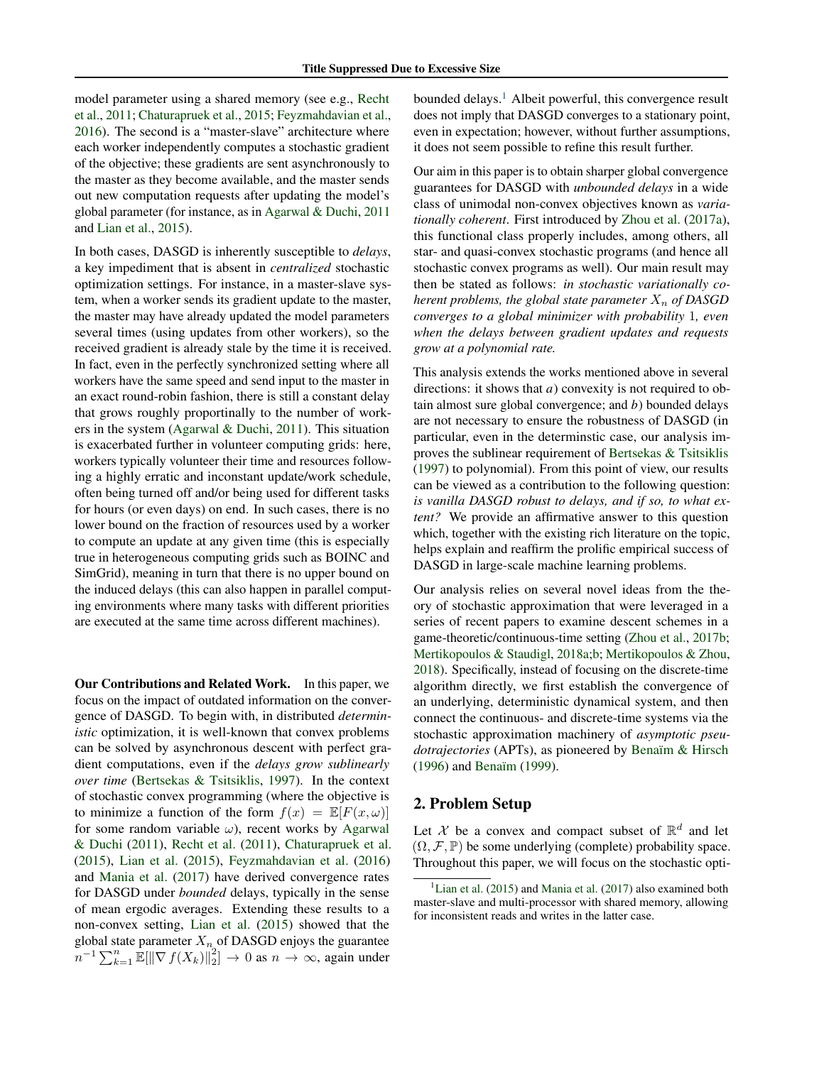model parameter using a shared memory (see e.g., Recht et al., 2011; Chaturapruek et al., 2015; Feyzmahdavian et al., 2016). The second is a "master-slave" architecture where each worker independently computes a stochastic gradient of the objective; these gradients are sent asynchronously to the master as they become available, and the master sends out new computation requests after updating the model's global parameter (for instance, as in Agarwal & Duchi, 2011 and Lian et al., 2015).

In both cases, DASGD is inherently susceptible to *delays*, a key impediment that is absent in *centralized* stochastic optimization settings. For instance, in a master-slave system, when a worker sends its gradient update to the master, the master may have already updated the model parameters several times (using updates from other workers), so the received gradient is already stale by the time it is received. In fact, even in the perfectly synchronized setting where all workers have the same speed and send input to the master in an exact round-robin fashion, there is still a constant delay that grows roughly proportionally to the number of workers in the system (Agarwal & Duchi, 2011). This situation is exacerbated further in volunteer computing grids: here, workers typically volunteer their time and resources following a highly erratic and inconstant update/work schedule, often being turned off and/or being used for different tasks for hours (or even days) on end. In such cases, there is no lower bound on the fraction of resources used by a worker to compute an update at any given time (this is especially true in heterogeneous computing grids such as BOINC and SimGrid), meaning in turn that there is no upper bound on the induced delays (this can also happen in parallel computing environments where many tasks with different priorities are executed at the same time across different machines).

**Our Contributions and Related Work.** In this paper, we focus on the impact of outdated information on the convergence of DASGD. To begin with, in distributed *deterministic* optimization, it is well-known that convex problems can be solved by asynchronous descent with perfect gradient computations, even if the *delays grow sublinearly over time* (Bertsekas & Tsitsiklis, 1997). In the context of stochastic convex programming (where the objective is to minimize a function of the form $f(x) = \mathbb{E}[F(x,\omega)]$ for some random variable $\omega$), recent works by Agarwal & Duchi (2011), Recht et al. (2011), Chaturapruek et al. (2015), Lian et al. (2015), Feyzmahdavian et al. (2016) and Mania et al. (2017) have derived convergence rates for DASGD under *bounded* delays, typically in the sense of mean ergodic averages. Extending these results to a non-convex setting, Lian et al. (2015) showed that the global state parameter $X_n$ of DASGD enjoys the guarantee $n^{-1}\sum_{k=1}^{n}\mathbb{E}[\|\nabla f(X_k)\|_2^2] \to 0$ as $n \to \infty$, again under bounded delays.[1] Albeit powerful, this convergence result does not imply that DASGD converges to a stationary point, even in expectation; however, without further assumptions, it does not seem possible to refine this result further.

Our aim in this paper is to obtain sharper global convergence guarantees for DASGD with *unbounded delays* in a wide class of unimodal non-convex objectives known as *variationally coherent*. First introduced by Zhou et al. (2017a), this functional class properly includes, among others, all star- and quasi-convex stochastic programs (and hence all stochastic convex programs as well). Our main result may then be stated as follows: *in stochastic variationally coherent problems, the global state parameter $X_n$ of DASGD converges to a global minimizer with probability 1, even when the delays between gradient updates and requests grow at a polynomial rate.*

This analysis extends the works mentioned above in several directions: it shows that *a*) convexity is not required to obtain almost sure global convergence; and *b*) bounded delays are not necessary to ensure the robustness of DASGD (in particular, even in the determinstic case, our analysis improves the sublinear requirement of Bertsekas & Tsitsiklis (1997) to polynomial). From this point of view, our results can be viewed as a contribution to the following question: *is vanilla DASGD robust to delays, and if so, to what extent?* We provide an affirmative answer to this question which, together with the existing rich literature on the topic, helps explain and reaffirm the prolific empirical success of DASGD in large-scale machine learning problems.

Our analysis relies on several novel ideas from the theory of stochastic approximation that were leveraged in a series of recent papers to examine descent schemes in a game-theoretic/continuous-time setting (Zhou et al., 2017b; Mertikopoulos & Staudigl, 2018a;b; Mertikopoulos & Zhou, 2018). Specifically, instead of focusing on the discrete-time algorithm directly, we first establish the convergence of an underlying, deterministic dynamical system, and then connect the continuous- and discrete-time systems via the stochastic approximation machinery of *asymptotic pseudotrajectories* (APTs), as pioneered by Benaïm & Hirsch (1996) and Benaïm (1999).

## 2. Problem Setup

Let $\mathcal{X}$ be a convex and compact subset of $\mathbb{R}^d$ and let $(\Omega, \mathcal{F}, \mathbb{P})$ be some underlying (complete) probability space. Throughout this paper, we will focus on the stochastic opti-

[1] Lian et al. (2015) and Mania et al. (2017) also examined both master-slave and multi-processor with shared memory, allowing for inconsistent reads and writes in the latter case.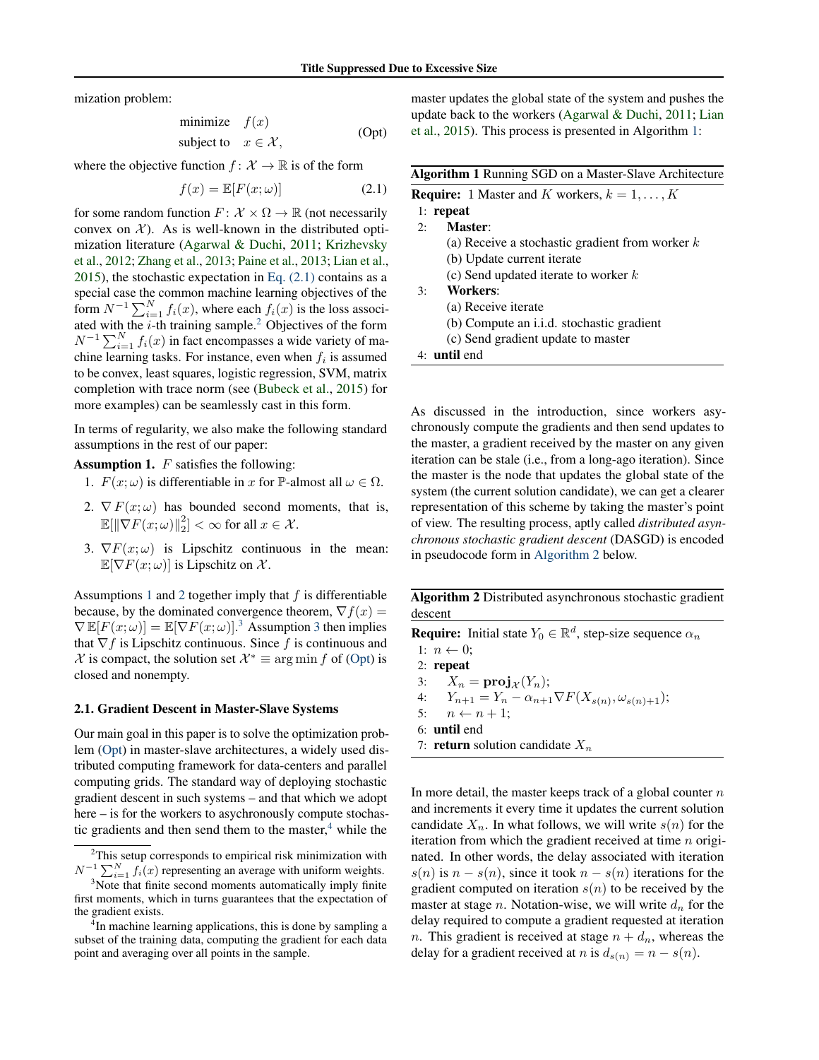mization problem:

$$
\begin{aligned}
\text{minimize} \quad & f(x) \\
\text{subject to} \quad & x \in \mathcal{X},
\end{aligned}
\tag{Opt}
$$

where the objective function $f\colon \mathcal{X} \to \mathbb{R}$ is of the form

$$
f(x) = \mathbb{E}[F(x;\omega)] \tag{2.1}
$$

for some random function $F\colon \mathcal{X} \times \Omega \to \mathbb{R}$ (not necessarily convex on $\mathcal{X}$). As is well-known in the distributed optimization literature (Agarwal & Duchi, 2011; Krizhevsky et al., 2012; Zhang et al., 2013; Paine et al., 2013; Lian et al., 2015), the stochastic expectation in Eq. (2.1) contains as a special case the common machine learning objectives of the form $N^{-1}\sum_{i=1}^{N} f_i(x)$, where each $f_i(x)$ is the loss associated with the $i$-th training sample.[2] Objectives of the form $N^{-1}\sum_{i=1}^{N} f_i(x)$ in fact encompasses a wide variety of machine learning tasks. For instance, even when $f_i$ is assumed to be convex, least squares, logistic regression, SVM, matrix completion with trace norm (see (Bubeck et al., 2015) for more examples) can be seamlessly cast in this form.

In terms of regularity, we also make the following standard assumptions in the rest of our paper:

**Assumption 1.** $F$ satisfies the following:

1. $F(x;\omega)$ is differentiable in $x$ for $\mathbb{P}$-almost all $\omega \in \Omega$.
2. $\nabla F(x;\omega)$ has bounded second moments, that is, $\mathbb{E}[\|\nabla F(x;\omega)\|_2^2] < \infty$ for all $x \in \mathcal{X}$.
3. $\nabla F(x;\omega)$ is Lipschitz continuous in the mean: $\mathbb{E}[\nabla F(x;\omega)]$ is Lipschitz on $\mathcal{X}$.

Assumptions 1 and 2 together imply that $f$ is differentiable because, by the dominated convergence theorem, $\nabla f(x) = \nabla \mathbb{E}[F(x;\omega)] = \mathbb{E}[\nabla F(x;\omega)]$.[3] Assumption 3 then implies that $\nabla f$ is Lipschitz continuous. Since $f$ is continuous and $\mathcal{X}$ is compact, the solution set $\mathcal{X}^* \equiv \arg\min f$ of (Opt) is closed and nonempty.

### 2.1. Gradient Descent in Master-Slave Systems

Our main goal in this paper is to solve the optimization problem (Opt) in master-slave architectures, a widely used distributed computing framework for data-centers and parallel computing grids. The standard way of deploying stochastic gradient descent in such systems – and that which we adopt here – is for the workers to asychronously compute stochastic gradients and then send them to the master,[4] while the master updates the global state of the system and pushes the update back to the workers (Agarwal & Duchi, 2011; Lian et al., 2015). This process is presented in Algorithm 1:

**Algorithm 1** Running SGD on a Master-Slave Architecture

**Require:** 1 Master and $K$ workers, $k = 1, \dots, K$

1: **repeat**
2: &nbsp;&nbsp;&nbsp;&nbsp;**Master**:
&nbsp;&nbsp;&nbsp;&nbsp;&nbsp;&nbsp;&nbsp;&nbsp;(a) Receive a stochastic gradient from worker $k$
&nbsp;&nbsp;&nbsp;&nbsp;&nbsp;&nbsp;&nbsp;&nbsp;(b) Update current iterate
&nbsp;&nbsp;&nbsp;&nbsp;&nbsp;&nbsp;&nbsp;&nbsp;(c) Send updated iterate to worker $k$
3: &nbsp;&nbsp;&nbsp;&nbsp;**Workers**:
&nbsp;&nbsp;&nbsp;&nbsp;&nbsp;&nbsp;&nbsp;&nbsp;(a) Receive iterate
&nbsp;&nbsp;&nbsp;&nbsp;&nbsp;&nbsp;&nbsp;&nbsp;(b) Compute an i.i.d. stochastic gradient
&nbsp;&nbsp;&nbsp;&nbsp;&nbsp;&nbsp;&nbsp;&nbsp;(c) Send gradient update to master
4: **until** end

As discussed in the introduction, since workers asychronously compute the gradients and then send updates to the master, a gradient received by the master on any given iteration can be stale (i.e., from a long-ago iteration). Since the master is the node that updates the global state of the system (the current solution candidate), we can get a clearer representation of this scheme by taking the master's point of view. The resulting process, aptly called *distributed asynchronous stochastic gradient descent* (DASGD) is encoded in pseudocode form in Algorithm 2 below.

**Algorithm 2** Distributed asynchronous stochastic gradient descent

**Require:** Initial state $Y_0 \in \mathbb{R}^d$, step-size sequence $\alpha_n$

1: $n \leftarrow 0$;
2: **repeat**
3: &nbsp;&nbsp;&nbsp;&nbsp;$X_n = \mathbf{proj}_{\mathcal{X}}(Y_n)$;
4: &nbsp;&nbsp;&nbsp;&nbsp;$Y_{n+1} = Y_n - \alpha_{n+1}\nabla F(X_{s(n)}, \omega_{s(n)+1})$;
5: &nbsp;&nbsp;&nbsp;&nbsp;$n \leftarrow n + 1$;
6: **until** end
7: **return** solution candidate $X_n$

In more detail, the master keeps track of a global counter $n$ and increments it every time it updates the current solution candidate $X_n$. In what follows, we will write $s(n)$ for the iteration from which the gradient received at time $n$ originated. In other words, the delay associated with iteration $s(n)$ is $n - s(n)$, since it took $n - s(n)$ iterations for the gradient computed on iteration $s(n)$ to be received by the master at stage $n$. Notation-wise, we will write $d_n$ for the delay required to compute a gradient requested at iteration $n$. This gradient is received at stage $n + d_n$, whereas the delay for a gradient received at $n$ is $d_{s(n)} = n - s(n)$.

---

[2] This setup corresponds to empirical risk minimization with $N^{-1}\sum_{i=1}^{N} f_i(x)$ representing an average with uniform weights.

[3] Note that finite second moments automatically imply finite first moments, which in turns guarantees that the expectation of the gradient exists.

[4] In machine learning applications, this is done by sampling a subset of the training data, computing the gradient for each data point and averaging over all points in the sample.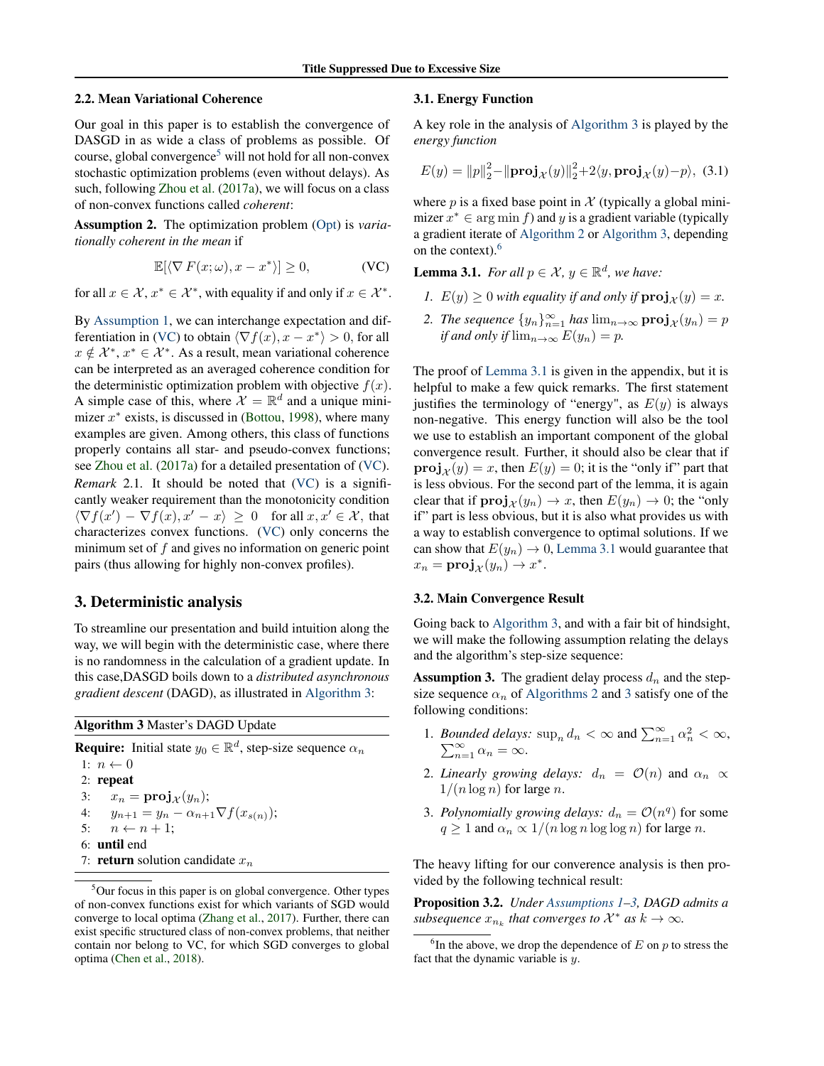### 2.2. Mean Variational Coherence

Our goal in this paper is to establish the convergence of DASGD in as wide a class of problems as possible. Of course, global convergence[5] will not hold for all non-convex stochastic optimization problems (even without delays). As such, following Zhou et al. (2017a), we will focus on a class of non-convex functions called *coherent*:

**Assumption 2.** The optimization problem (Opt) is *variationally coherent in the mean* if

$$\mathbb{E}[\langle \nabla F(x;\omega), x - x^* \rangle] \geq 0, \tag{VC}$$

for all $x \in \mathcal{X}$, $x^* \in \mathcal{X}^*$, with equality if and only if $x \in \mathcal{X}^*$.

By Assumption 1, we can interchange expectation and differentiation in (VC) to obtain $\langle \nabla f(x), x - x^* \rangle > 0$, for all $x \notin \mathcal{X}^*$, $x^* \in \mathcal{X}^*$. As a result, mean variational coherence can be interpreted as an averaged coherence condition for the deterministic optimization problem with objective $f(x)$. A simple case of this, where $\mathcal{X} = \mathbb{R}^d$ and a unique minimizer $x^*$ exists, is discussed in (Bottou, 1998), where many examples are given. Among others, this class of functions properly contains all star- and pseudo-convex functions; see Zhou et al. (2017a) for a detailed presentation of (VC).

*Remark* 2.1. It should be noted that (VC) is a significantly weaker requirement than the monotonicity condition $\langle \nabla f(x') - \nabla f(x), x' - x \rangle \geq 0$ for all $x, x' \in \mathcal{X}$, that characterizes convex functions. (VC) only concerns the minimum set of $f$ and gives no information on generic point pairs (thus allowing for highly non-convex profiles).

## 3. Deterministic analysis

To streamline our presentation and build intuition along the way, we will begin with the deterministic case, where there is no randomness in the calculation of a gradient update. In this case,DASGD boils down to a *distributed asynchronous gradient descent* (DAGD), as illustrated in Algorithm 3:

**Algorithm 3** Master's DAGD Update

**Require:** Initial state $y_0 \in \mathbb{R}^d$, step-size sequence $\alpha_n$

```
1: n ← 0
2: repeat
3:    x_n = proj_X(y_n);
4:    y_{n+1} = y_n − α_{n+1} ∇f(x_{s(n)});
5:    n ← n + 1;
6: until end
7: return solution candidate x_n
```

[5] Our focus in this paper is on global convergence. Other types of non-convex functions exist for which variants of SGD would converge to local optima (Zhang et al., 2017). Further, there can exist specific structured class of non-convex problems, that neither contain nor belong to VC, for which SGD converges to global optima (Chen et al., 2018).

### 3.1. Energy Function

A key role in the analysis of Algorithm 3 is played by the *energy function*

$$E(y) = \|p\|_2^2 - \|\mathbf{proj}_{\mathcal{X}}(y)\|_2^2 + 2\langle y, \mathbf{proj}_{\mathcal{X}}(y) - p \rangle, \tag{3.1}$$

where $p$ is a fixed base point in $\mathcal{X}$ (typically a global minimizer $x^* \in \arg\min f$) and $y$ is a gradient variable (typically a gradient iterate of Algorithm 2 or Algorithm 3, depending on the context).[6]

**Lemma 3.1.** *For all $p \in \mathcal{X}$, $y \in \mathbb{R}^d$, we have:*

1. *$E(y) \geq 0$ with equality if and only if $\mathbf{proj}_{\mathcal{X}}(y) = x$.*
2. *The sequence $\{y_n\}_{n=1}^{\infty}$ has $\lim_{n\to\infty} \mathbf{proj}_{\mathcal{X}}(y_n) = p$ if and only if $\lim_{n\to\infty} E(y_n) = p$.*

The proof of Lemma 3.1 is given in the appendix, but it is helpful to make a few quick remarks. The first statement justifies the terminology of "energy", as $E(y)$ is always non-negative. This energy function will also be the tool we use to establish an important component of the global convergence result. Further, it should also be clear that if $\mathbf{proj}_{\mathcal{X}}(y) = x$, then $E(y) = 0$; it is the "only if" part that is less obvious. For the second part of the lemma, it is again clear that if $\mathbf{proj}_{\mathcal{X}}(y_n) \to x$, then $E(y_n) \to 0$; the "only if" part is less obvious, but it is also what provides us with a way to establish convergence to optimal solutions. If we can show that $E(y_n) \to 0$, Lemma 3.1 would guarantee that $x_n = \mathbf{proj}_{\mathcal{X}}(y_n) \to x^*$.

### 3.2. Main Convergence Result

Going back to Algorithm 3, and with a fair bit of hindsight, we will make the following assumption relating the delays and the algorithm's step-size sequence:

**Assumption 3.** The gradient delay process $d_n$ and the step-size sequence $\alpha_n$ of Algorithms 2 and 3 satisfy one of the following conditions:

1. *Bounded delays:* $\sup_n d_n < \infty$ and $\sum_{n=1}^{\infty} \alpha_n^2 < \infty$, $\sum_{n=1}^{\infty} \alpha_n = \infty$.
2. *Linearly growing delays:* $d_n = \mathcal{O}(n)$ and $\alpha_n \propto 1/(n \log n)$ for large $n$.
3. *Polynomially growing delays:* $d_n = \mathcal{O}(n^q)$ for some $q \geq 1$ and $\alpha_n \propto 1/(n \log n \log\log n)$ for large $n$.

The heavy lifting for our converence analysis is then provided by the following technical result:

**Proposition 3.2.** *Under Assumptions 1–3, DAGD admits a subsequence $x_{n_k}$ that converges to $\mathcal{X}^*$ as $k \to \infty$.*

[6] In the above, we drop the dependence of $E$ on $p$ to stress the fact that the dynamic variable is $y$.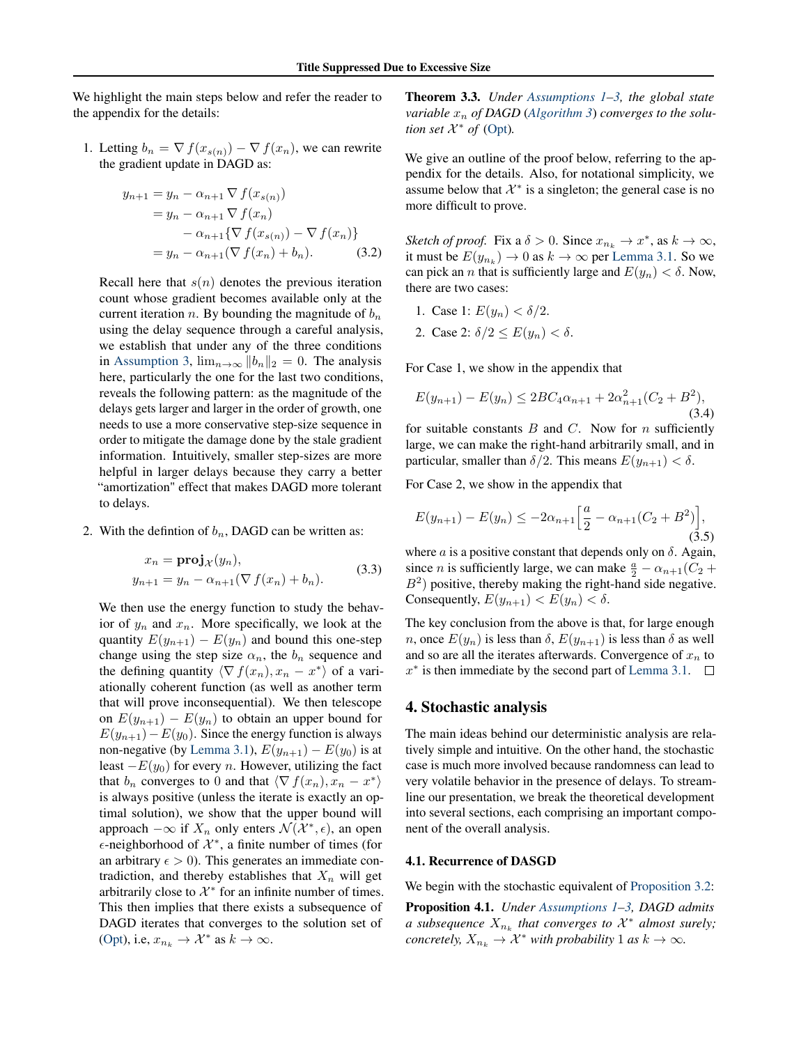We highlight the main steps below and refer the reader to the appendix for the details:

1. Letting $b_n = \nabla f(x_{s(n)}) - \nabla f(x_n)$, we can rewrite the gradient update in DAGD as:

$$
\begin{aligned}
y_{n+1} &= y_n - \alpha_{n+1} \nabla f(x_{s(n)}) \\
&= y_n - \alpha_{n+1} \nabla f(x_n) \\
&\quad - \alpha_{n+1}\{\nabla f(x_{s(n)}) - \nabla f(x_n)\} \\
&= y_n - \alpha_{n+1}(\nabla f(x_n) + b_n). \qquad (3.2)
\end{aligned}
$$

   Recall here that $s(n)$ denotes the previous iteration count whose gradient becomes available only at the current iteration $n$. By bounding the magnitude of $b_n$ using the delay sequence through a careful analysis, we establish that under any of the three conditions in Assumption 3, $\lim_{n\to\infty} \|b_n\|_2 = 0$. The analysis here, particularly the one for the last two conditions, reveals the following pattern: as the magnitude of the delays gets larger and larger in the order of growth, one needs to use a more conservative step-size sequence in order to mitigate the damage done by the stale gradient information. Intuitively, smaller step-sizes are more helpful in larger delays because they carry a better "amortization" effect that makes DAGD more tolerant to delays.

2. With the defintion of $b_n$, DAGD can be written as:

$$
\begin{aligned}
x_n &= \mathbf{proj}_{\mathcal{X}}(y_n), \\
y_{n+1} &= y_n - \alpha_{n+1}(\nabla f(x_n) + b_n).
\end{aligned} \qquad (3.3)
$$

   We then use the energy function to study the behavior of $y_n$ and $x_n$. More specifically, we look at the quantity $E(y_{n+1}) - E(y_n)$ and bound this one-step change using the step size $\alpha_n$, the $b_n$ sequence and the defining quantity $\langle \nabla f(x_n), x_n - x^* \rangle$ of a variationally coherent function (as well as another term that will prove inconsequential). We then telescope on $E(y_{n+1}) - E(y_n)$ to obtain an upper bound for $E(y_{n+1}) - E(y_0)$. Since the energy function is always non-negative (by Lemma 3.1), $E(y_{n+1}) - E(y_0)$ is at least $-E(y_0)$ for every $n$. However, utilizing the fact that $b_n$ converges to 0 and that $\langle \nabla f(x_n), x_n - x^* \rangle$ is always positive (unless the iterate is exactly an optimal solution), we show that the upper bound will approach $-\infty$ if $X_n$ only enters $\mathcal{N}(\mathcal{X}^*, \epsilon)$, an open $\epsilon$-neighborhood of $\mathcal{X}^*$, a finite number of times (for an arbitrary $\epsilon > 0$). This generates an immediate contradiction, and thereby establishes that $X_n$ will get arbitrarily close to $\mathcal{X}^*$ for an infinite number of times. This then implies that there exists a subsequence of DAGD iterates that converges to the solution set of (Opt), i.e, $x_{n_k} \to \mathcal{X}^*$ as $k \to \infty$.

**Theorem 3.3.** *Under Assumptions 1–3, the global state variable $x_n$ of DAGD (Algorithm 3) converges to the solution set $\mathcal{X}^*$ of (Opt).*

We give an outline of the proof below, referring to the appendix for the details. Also, for notational simplicity, we assume below that $\mathcal{X}^*$ is a singleton; the general case is no more difficult to prove.

*Sketch of proof.* Fix a $\delta > 0$. Since $x_{n_k} \to x^*$, as $k \to \infty$, it must be $E(y_{n_k}) \to 0$ as $k \to \infty$ per Lemma 3.1. So we can pick an $n$ that is sufficiently large and $E(y_n) < \delta$. Now, there are two cases:

1. Case 1: $E(y_n) < \delta/2$.
2. Case 2: $\delta/2 \le E(y_n) < \delta$.

For Case 1, we show in the appendix that

$$
E(y_{n+1}) - E(y_n) \le 2BC_4\alpha_{n+1} + 2\alpha_{n+1}^2(C_2 + B^2), \qquad (3.4)
$$

for suitable constants $B$ and $C$. Now for $n$ sufficiently large, we can make the right-hand arbitrarily small, and in particular, smaller than $\delta/2$. This means $E(y_{n+1}) < \delta$.

For Case 2, we show in the appendix that

$$
E(y_{n+1}) - E(y_n) \le -2\alpha_{n+1}\Big[\frac{a}{2} - \alpha_{n+1}(C_2 + B^2)\Big], \qquad (3.5)
$$

where $a$ is a positive constant that depends only on $\delta$. Again, since $n$ is sufficiently large, we can make $\frac{a}{2} - \alpha_{n+1}(C_2 + B^2)$ positive, thereby making the right-hand side negative. Consequently, $E(y_{n+1}) < E(y_n) < \delta$.

The key conclusion from the above is that, for large enough $n$, once $E(y_n)$ is less than $\delta$, $E(y_{n+1})$ is less than $\delta$ as well and so are all the iterates afterwards. Convergence of $x_n$ to $x^*$ is then immediate by the second part of Lemma 3.1. ☐

## 4. Stochastic analysis

The main ideas behind our deterministic analysis are relatively simple and intuitive. On the other hand, the stochastic case is much more involved because randomness can lead to very volatile behavior in the presence of delays. To streamline our presentation, we break the theoretical development into several sections, each comprising an important component of the overall analysis.

### 4.1. Recurrence of DASGD

We begin with the stochastic equivalent of Proposition 3.2:

**Proposition 4.1.** *Under Assumptions 1–3, DAGD admits a subsequence $X_{n_k}$ that converges to $\mathcal{X}^*$ almost surely; concretely, $X_{n_k} \to \mathcal{X}^*$ with probability 1 as $k \to \infty$.*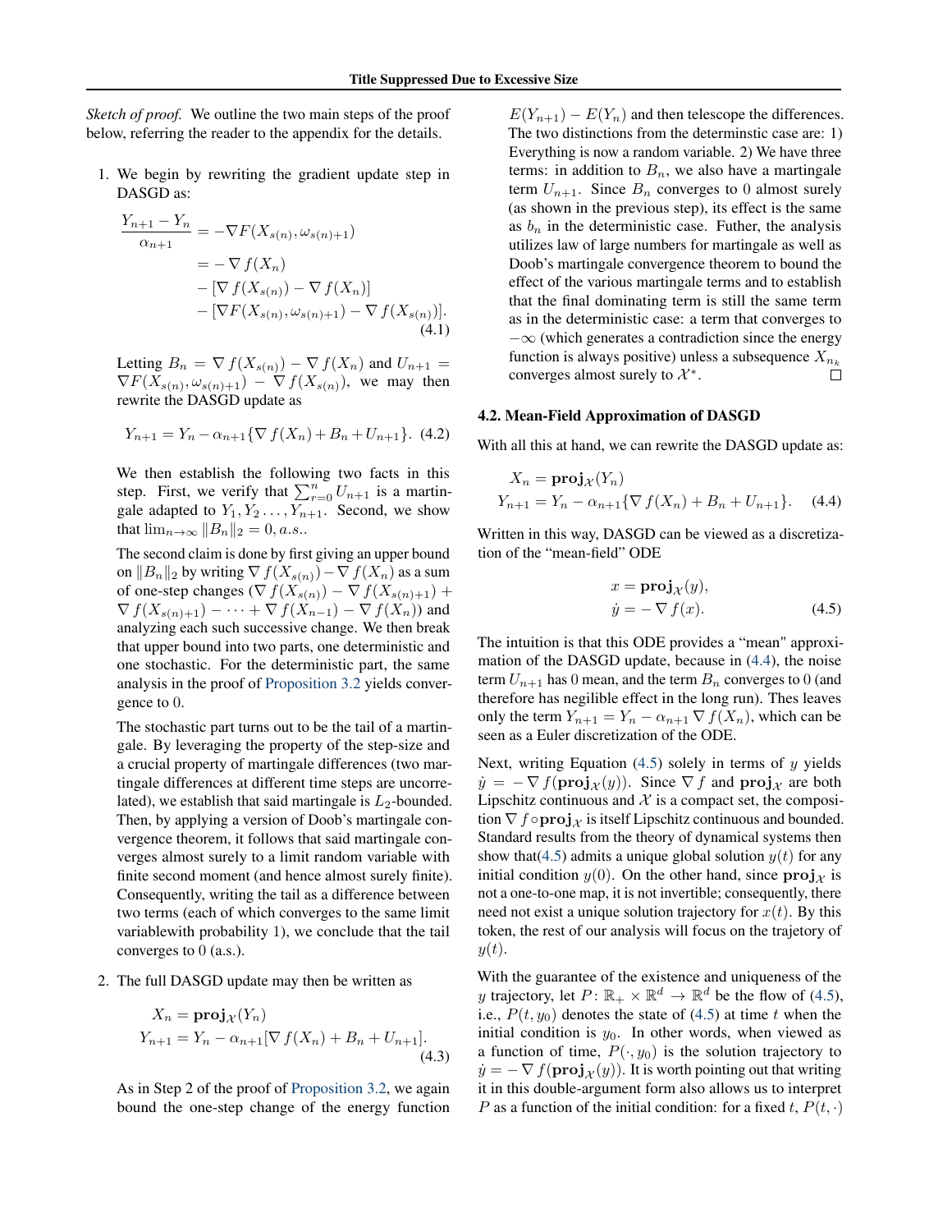*Sketch of proof.* We outline the two main steps of the proof below, referring the reader to the appendix for the details.

1. We begin by rewriting the gradient update step in DASGD as:

$$
\begin{aligned}
\frac{Y_{n+1} - Y_n}{\alpha_{n+1}} &= -\nabla F(X_{s(n)}, \omega_{s(n)+1}) \\
&= -\nabla f(X_n) \\
&\quad - [\nabla f(X_{s(n)}) - \nabla f(X_n)] \\
&\quad - [\nabla F(X_{s(n)}, \omega_{s(n)+1}) - \nabla f(X_{s(n)})].
\end{aligned}
\tag{4.1}
$$

   Letting $B_n = \nabla f(X_{s(n)}) - \nabla f(X_n)$ and $U_{n+1} = \nabla F(X_{s(n)}, \omega_{s(n)+1}) - \nabla f(X_{s(n)})$, we may then rewrite the DASGD update as

$$
Y_{n+1} = Y_n - \alpha_{n+1}\{\nabla f(X_n) + B_n + U_{n+1}\}. \tag{4.2}
$$

   We then establish the following two facts in this step. First, we verify that $\sum_{r=0}^{n} U_{n+1}$ is a martingale adapted to $Y_1, Y_2 \ldots, Y_{n+1}$. Second, we show that $\lim_{n\to\infty} \|B_n\|_2 = 0, a.s.$.

   The second claim is done by first giving an upper bound on $\|B_n\|_2$ by writing $\nabla f(X_{s(n)}) - \nabla f(X_n)$ as a sum of one-step changes ($\nabla f(X_{s(n)}) - \nabla f(X_{s(n)+1}) + \nabla f(X_{s(n)+1}) - \cdots + \nabla f(X_{n-1}) - \nabla f(X_n)$) and analyzing each such successive change. We then break that upper bound into two parts, one deterministic and one stochastic. For the deterministic part, the same analysis in the proof of Proposition 3.2 yields convergence to 0.

   The stochastic part turns out to be the tail of a martingale. By leveraging the property of the step-size and a crucial property of martingale differences (two martingale differences at different time steps are uncorrelated), we establish that said martingale is $L_2$-bounded. Then, by applying a version of Doob's martingale convergence theorem, it follows that said martingale converges almost surely to a limit random variable with finite second moment (and hence almost surely finite). Consequently, writing the tail as a difference between two terms (each of which converges to the same limit variablewith probability 1), we conclude that the tail converges to 0 (a.s.).

2. The full DASGD update may then be written as

$$
\begin{aligned}
X_n &= \mathbf{proj}_{\mathcal{X}}(Y_n) \\
Y_{n+1} &= Y_n - \alpha_{n+1}[\nabla f(X_n) + B_n + U_{n+1}].
\end{aligned}
\tag{4.3}
$$

   As in Step 2 of the proof of Proposition 3.2, we again bound the one-step change of the energy function $E(Y_{n+1}) - E(Y_n)$ and then telescope the differences. The two distinctions from the determinstic case are: 1) Everything is now a random variable. 2) We have three terms: in addition to $B_n$, we also have a martingale term $U_{n+1}$. Since $B_n$ converges to 0 almost surely (as shown in the previous step), its effect is the same as $b_n$ in the deterministic case. Futher, the analysis utilizes law of large numbers for martingale as well as Doob's martingale convergence theorem to bound the effect of the various martingale terms and to establish that the final dominating term is still the same term as in the deterministic case: a term that converges to $-\infty$ (which generates a contradiction since the energy function is always positive) unless a subsequence $X_{n_k}$ converges almost surely to $\mathcal{X}^*$. □

### 4.2. Mean-Field Approximation of DASGD

With all this at hand, we can rewrite the DASGD update as:

$$
\begin{aligned}
X_n &= \mathbf{proj}_{\mathcal{X}}(Y_n) \\
Y_{n+1} &= Y_n - \alpha_{n+1}\{\nabla f(X_n) + B_n + U_{n+1}\}.
\end{aligned}
\tag{4.4}
$$

Written in this way, DASGD can be viewed as a discretization of the "mean-field" ODE

$$
\begin{aligned}
x &= \mathbf{proj}_{\mathcal{X}}(y), \\
\dot{y} &= -\nabla f(x).
\end{aligned}
\tag{4.5}
$$

The intuition is that this ODE provides a "mean" approximation of the DASGD update, because in (4.4), the noise term $U_{n+1}$ has 0 mean, and the term $B_n$ converges to 0 (and therefore has negilible effect in the long run). Thes leaves only the term $Y_{n+1} = Y_n - \alpha_{n+1} \nabla f(X_n)$, which can be seen as a Euler discretization of the ODE.

Next, writing Equation (4.5) solely in terms of $y$ yields $\dot{y} = -\nabla f(\mathbf{proj}_{\mathcal{X}}(y))$. Since $\nabla f$ and $\mathbf{proj}_{\mathcal{X}}$ are both Lipschitz continuous and $\mathcal{X}$ is a compact set, the composition $\nabla f \circ \mathbf{proj}_{\mathcal{X}}$ is itself Lipschitz continuous and bounded. Standard results from the theory of dynamical systems then show that(4.5) admits a unique global solution $y(t)$ for any initial condition $y(0)$. On the other hand, since $\mathbf{proj}_{\mathcal{X}}$ is not a one-to-one map, it is not invertible; consequently, there need not exist a unique solution trajectory for $x(t)$. By this token, the rest of our analysis will focus on the trajectory of $y(t)$.

With the guarantee of the existence and uniqueness of the $y$ trajectory, let $P\colon \mathbb{R}_+ \times \mathbb{R}^d \to \mathbb{R}^d$ be the flow of (4.5), i.e., $P(t, y_0)$ denotes the state of (4.5) at time $t$ when the initial condition is $y_0$. In other words, when viewed as a function of time, $P(\cdot, y_0)$ is the solution trajectory to $\dot{y} = -\nabla f(\mathbf{proj}_{\mathcal{X}}(y))$. It is worth pointing out that writing it in this double-argument form also allows us to interpret $P$ as a function of the initial condition: for a fixed $t$, $P(t, \cdot)$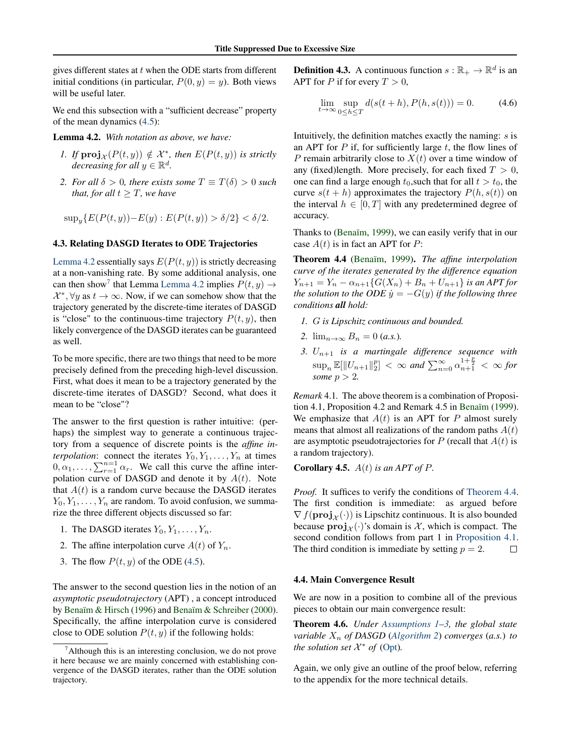gives different states at $t$ when the ODE starts from different initial conditions (in particular, $P(0, y) = y$). Both views will be useful later.

We end this subsection with a "sufficient decrease" property of the mean dynamics (4.5):

**Lemma 4.2.** *With notation as above, we have:*

1. *If $\mathbf{proj}_{\mathcal{X}}(P(t, y)) \notin \mathcal{X}^*$, then $E(P(t, y))$ is strictly decreasing for all $y \in \mathbb{R}^d$.*
2. *For all $\delta > 0$, there exists some $T \equiv T(\delta) > 0$ such that, for all $t \geq T$, we have*

$$\sup_y \{E(P(t, y)) - E(y) : E(P(t, y)) > \delta/2\} < \delta/2.$$

### 4.3. Relating DASGD Iterates to ODE Trajectories

Lemma 4.2 essentially says $E(P(t, y))$ is strictly decreasing at a non-vanishing rate. By some additional analysis, one can then show[7] that Lemma 4.2 implies $P(t, y) \to \mathcal{X}^*, \forall y$ as $t \to \infty$. Now, if we can somehow show that the trajectory generated by the discrete-time iterates of DASGD is "close" to the continuous-time trajectory $P(t, y)$, then likely convergence of the DASGD iterates can be guaranteed as well.

To be more specific, there are two things that need to be more precisely defined from the preceding high-level discussion. First, what does it mean to be a trajectory generated by the discrete-time iterates of DASGD? Second, what does it mean to be "close"?

The answer to the first question is rather intuitive: (perhaps) the simplest way to generate a continuous trajectory from a sequence of discrete points is the *affine interpolation*: connect the iterates $Y_0, Y_1, \ldots, Y_n$ at times $0, \alpha_1, \ldots, \sum_{r=1}^{n-1} \alpha_r$. We call this curve the affine interpolation curve of DASGD and denote it by $A(t)$. Note that $A(t)$ is a random curve because the DASGD iterates $Y_0, Y_1, \ldots, Y_n$ are random. To avoid confusion, we summarize the three different objects discussed so far:

1. The DASGD iterates $Y_0, Y_1, \ldots, Y_n$.
2. The affine interpolation curve $A(t)$ of $Y_n$.
3. The flow $P(t, y)$ of the ODE (4.5).

The answer to the second question lies in the notion of an *asymptotic pseudotrajectory* (APT) , a concept introduced by Benaïm & Hirsch (1996) and Benaïm & Schreiber (2000). Specifically, the affine interpolation curve is considered close to ODE solution $P(t, y)$ if the following holds:

[7] Although this is an interesting conclusion, we do not prove it here because we are mainly concerned with establishing convergence of the DASGD iterates, rather than the ODE solution trajectory.

**Definition 4.3.** A continuous function $s : \mathbb{R}_+ \to \mathbb{R}^d$ is an APT for $P$ if for every $T > 0$,

$$\lim_{t \to \infty} \sup_{0 \leq h \leq T} d(s(t + h), P(h, s(t))) = 0. \tag{4.6}$$

Intuitively, the definition matches exactly the naming: $s$ is an APT for $P$ if, for sufficiently large $t$, the flow lines of $P$ remain arbitrarily close to $X(t)$ over a time window of any (fixed)length. More precisely, for each fixed $T > 0$, one can find a large enough $t_0$,such that for all $t > t_0$, the curve $s(t + h)$ approximates the trajectory $P(h, s(t))$ on the interval $h \in [0, T]$ with any predetermined degree of accuracy.

Thanks to (Benaïm, 1999), we can easily verify that in our case $A(t)$ is in fact an APT for $P$:

**Theorem 4.4** (Benaïm, 1999). *The affine interpolation curve of the iterates generated by the difference equation $Y_{n+1} = Y_n - \alpha_{n+1}\{G(X_n) + B_n + U_{n+1}\}$ is an APT for the solution to the ODE $\dot{y} = -G(y)$ if the following three conditions **all** hold:*

1. *$G$ is Lipschitz continuous and bounded.*
2. *$\lim_{n \to \infty} B_n = 0$ (a.s.).*
3. *$U_{n+1}$ is a martingale difference sequence with $\sup_n \mathbb{E}[\|U_{n+1}\|_2^p] < \infty$ and $\sum_{n=0}^{\infty} \alpha_{n+1}^{1+\frac{p}{2}} < \infty$ for some $p > 2$.*

*Remark* 4.1. The above theorem is a combination of Proposition 4.1, Proposition 4.2 and Remark 4.5 in Benaïm (1999). We emphasize that $A(t)$ is an APT for $P$ almost surely means that almost all realizations of the random paths $A(t)$ are asymptotic pseudotrajectories for $P$ (recall that $A(t)$ is a random trajectory).

**Corollary 4.5.** *$A(t)$ is an APT of $P$.*

*Proof.* It suffices to verify the conditions of Theorem 4.4. The first condition is immediate: as argued before $\nabla f(\mathbf{proj}_{\mathcal{X}}(\cdot))$ is Lipschitz continuous. It is also bounded because $\mathbf{proj}_{\mathcal{X}}(\cdot)$'s domain is $\mathcal{X}$, which is compact. The second condition follows from part 1 in Proposition 4.1. The third condition is immediate by setting $p = 2$. □

### 4.4. Main Convergence Result

We are now in a position to combine all of the previous pieces to obtain our main convergence result:

**Theorem 4.6.** *Under Assumptions 1–3, the global state variable $X_n$ of DASGD (Algorithm 2) converges (a.s.) to the solution set $\mathcal{X}^*$ of (Opt).*

Again, we only give an outline of the proof below, referring to the appendix for the more technical details.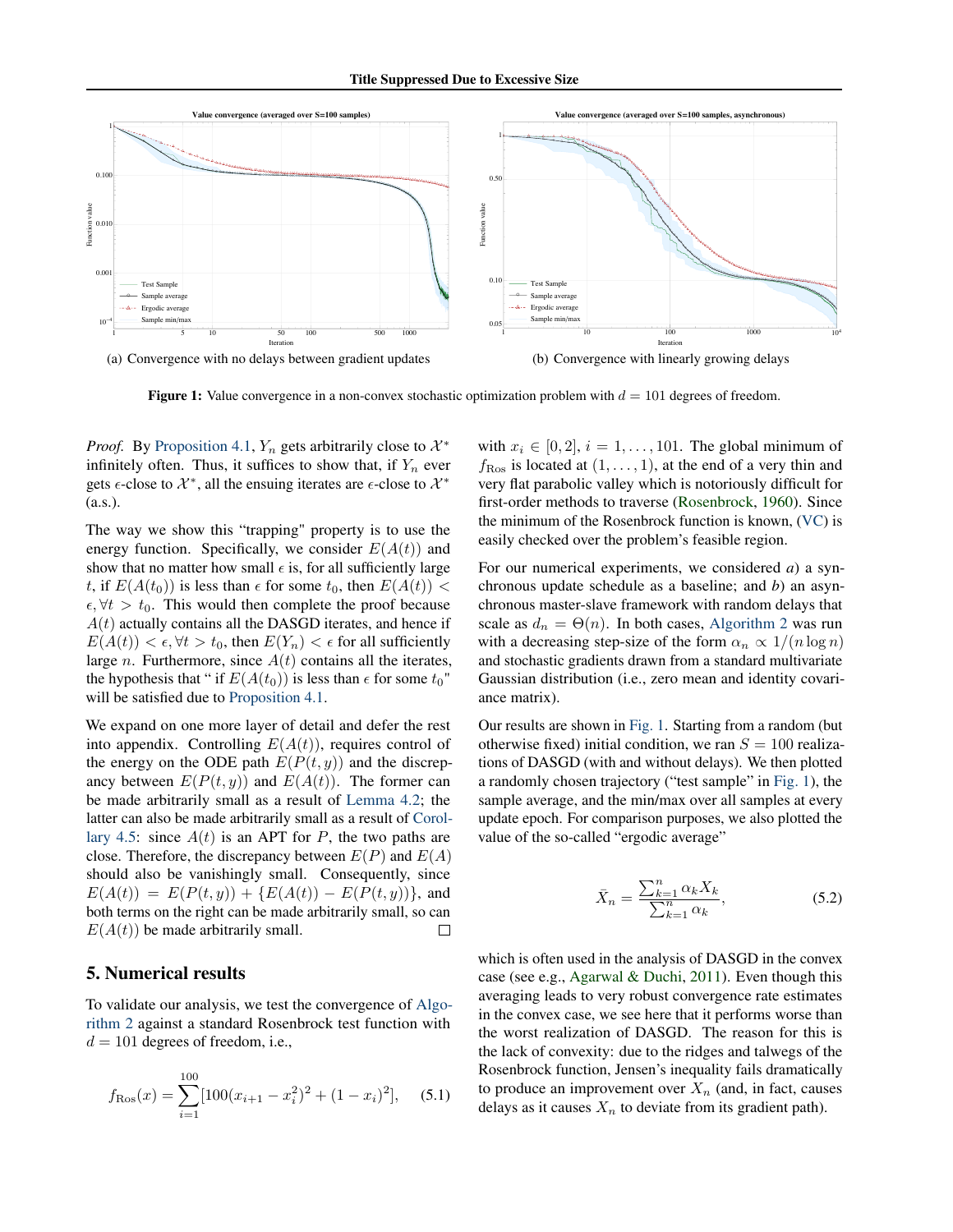(a) Convergence with no delays between gradient updates

(b) Convergence with linearly growing delays

**Figure 1:** Value convergence in a non-convex stochastic optimization problem with $d = 101$ degrees of freedom.

*Proof.* By Proposition 4.1, $Y_n$ gets arbitrarily close to $\mathcal{X}^*$ infinitely often. Thus, it suffices to show that, if $Y_n$ ever gets $\epsilon$-close to $\mathcal{X}^*$, all the ensuing iterates are $\epsilon$-close to $\mathcal{X}^*$ (a.s.).

The way we show this "trapping" property is to use the energy function. Specifically, we consider $E(A(t))$ and show that no matter how small $\epsilon$ is, for all sufficiently large $t$, if $E(A(t_0))$ is less than $\epsilon$ for some $t_0$, then $E(A(t)) < \epsilon, \forall t > t_0$. This would then complete the proof because $A(t)$ actually contains all the DASGD iterates, and hence if $E(A(t)) < \epsilon, \forall t > t_0$, then $E(Y_n) < \epsilon$ for all sufficiently large $n$. Furthermore, since $A(t)$ contains all the iterates, the hypothesis that " if $E(A(t_0))$ is less than $\epsilon$ for some $t_0$" will be satisfied due to Proposition 4.1.

We expand on one more layer of detail and defer the rest into appendix. Controlling $E(A(t))$, requires control of the energy on the ODE path $E(P(t, y))$ and the discrepancy between $E(P(t, y))$ and $E(A(t))$. The former can be made arbitrarily small as a result of Lemma 4.2; the latter can also be made arbitrarily small as a result of Corollary 4.5: since $A(t)$ is an APT for $P$, the two paths are close. Therefore, the discrepancy between $E(P)$ and $E(A)$ should also be vanishingly small. Consequently, since $E(A(t)) = E(P(t, y)) + \{E(A(t)) - E(P(t, y))\}$, and both terms on the right can be made arbitrarily small, so can $E(A(t))$ be made arbitrarily small. ☐

## 5. Numerical results

To validate our analysis, we test the convergence of Algorithm 2 against a standard Rosenbrock test function with $d = 101$ degrees of freedom, i.e.,

$$f_{\text{Ros}}(x) = \sum_{i=1}^{100} [100(x_{i+1} - x_i^2)^2 + (1 - x_i)^2], \tag{5.1}$$

with $x_i \in [0, 2]$, $i = 1, \ldots, 101$. The global minimum of $f_{\text{Ros}}$ is located at $(1, \ldots, 1)$, at the end of a very thin and very flat parabolic valley which is notoriously difficult for first-order methods to traverse (Rosenbrock, 1960). Since the minimum of the Rosenbrock function is known, (VC) is easily checked over the problem's feasible region.

For our numerical experiments, we considered *a)* a synchronous update schedule as a baseline; and *b)* an asynchronous master-slave framework with random delays that scale as $d_n = \Theta(n)$. In both cases, Algorithm 2 was run with a decreasing step-size of the form $\alpha_n \propto 1/(n \log n)$ and stochastic gradients drawn from a standard multivariate Gaussian distribution (i.e., zero mean and identity covariance matrix).

Our results are shown in Fig. 1. Starting from a random (but otherwise fixed) initial condition, we ran $S = 100$ realizations of DASGD (with and without delays). We then plotted a randomly chosen trajectory ("test sample" in Fig. 1), the sample average, and the min/max over all samples at every update epoch. For comparison purposes, we also plotted the value of the so-called "ergodic average"

$$\bar{X}_n = \frac{\sum_{k=1}^{n} \alpha_k X_k}{\sum_{k=1}^{n} \alpha_k}, \tag{5.2}$$

which is often used in the analysis of DASGD in the convex case (see e.g., Agarwal & Duchi, 2011). Even though this averaging leads to very robust convergence rate estimates in the convex case, we see here that it performs worse than the worst realization of DASGD. The reason for this is the lack of convexity: due to the ridges and talwegs of the Rosenbrock function, Jensen's inequality fails dramatically to produce an improvement over $X_n$ (and, in fact, causes delays as it causes $X_n$ to deviate from its gradient path).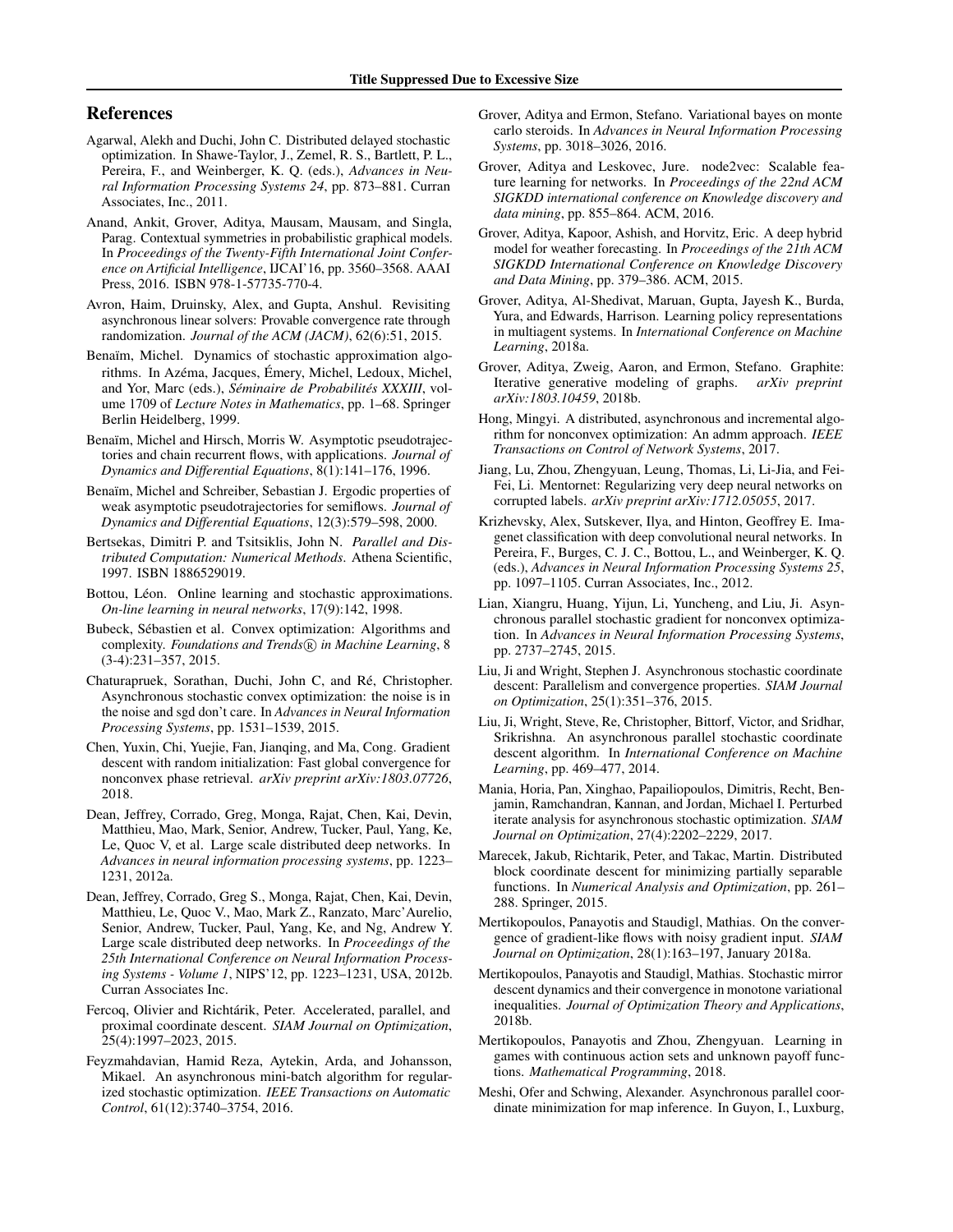## References

Agarwal, Alekh and Duchi, John C. Distributed delayed stochastic optimization. In Shawe-Taylor, J., Zemel, R. S., Bartlett, P. L., Pereira, F., and Weinberger, K. Q. (eds.), *Advances in Neural Information Processing Systems 24*, pp. 873–881. Curran Associates, Inc., 2011.

Anand, Ankit, Grover, Aditya, Mausam, Mausam, and Singla, Parag. Contextual symmetries in probabilistic graphical models. In *Proceedings of the Twenty-Fifth International Joint Conference on Artificial Intelligence*, IJCAI'16, pp. 3560–3568. AAAI Press, 2016. ISBN 978-1-57735-770-4.

Avron, Haim, Druinsky, Alex, and Gupta, Anshul. Revisiting asynchronous linear solvers: Provable convergence rate through randomization. *Journal of the ACM (JACM)*, 62(6):51, 2015.

Benaïm, Michel. Dynamics of stochastic approximation algorithms. In Azéma, Jacques, Émery, Michel, Ledoux, Michel, and Yor, Marc (eds.), *Séminaire de Probabilités XXXIII*, volume 1709 of *Lecture Notes in Mathematics*, pp. 1–68. Springer Berlin Heidelberg, 1999.

Benaïm, Michel and Hirsch, Morris W. Asymptotic pseudotrajectories and chain recurrent flows, with applications. *Journal of Dynamics and Differential Equations*, 8(1):141–176, 1996.

Benaïm, Michel and Schreiber, Sebastian J. Ergodic properties of weak asymptotic pseudotrajectories for semiflows. *Journal of Dynamics and Differential Equations*, 12(3):579–598, 2000.

Bertsekas, Dimitri P. and Tsitsiklis, John N. *Parallel and Distributed Computation: Numerical Methods*. Athena Scientific, 1997. ISBN 1886529019.

Bottou, Léon. Online learning and stochastic approximations. *On-line learning in neural networks*, 17(9):142, 1998.

Bubeck, Sébastien et al. Convex optimization: Algorithms and complexity. *Foundations and Trends® in Machine Learning*, 8 (3-4):231–357, 2015.

Chaturapruek, Sorathan, Duchi, John C, and Ré, Christopher. Asynchronous stochastic convex optimization: the noise is in the noise and sgd don't care. In *Advances in Neural Information Processing Systems*, pp. 1531–1539, 2015.

Chen, Yuxin, Chi, Yuejie, Fan, Jianqing, and Ma, Cong. Gradient descent with random initialization: Fast global convergence for nonconvex phase retrieval. *arXiv preprint arXiv:1803.07726*, 2018.

Dean, Jeffrey, Corrado, Greg, Monga, Rajat, Chen, Kai, Devin, Matthieu, Mao, Mark, Senior, Andrew, Tucker, Paul, Yang, Ke, Le, Quoc V, et al. Large scale distributed deep networks. In *Advances in neural information processing systems*, pp. 1223–1231, 2012a.

Dean, Jeffrey, Corrado, Greg S., Monga, Rajat, Chen, Kai, Devin, Matthieu, Le, Quoc V., Mao, Mark Z., Ranzato, Marc'Aurelio, Senior, Andrew, Tucker, Paul, Yang, Ke, and Ng, Andrew Y. Large scale distributed deep networks. In *Proceedings of the 25th International Conference on Neural Information Processing Systems - Volume 1*, NIPS'12, pp. 1223–1231, USA, 2012b. Curran Associates Inc.

Fercoq, Olivier and Richtárik, Peter. Accelerated, parallel, and proximal coordinate descent. *SIAM Journal on Optimization*, 25(4):1997–2023, 2015.

Feyzmahdavian, Hamid Reza, Aytekin, Arda, and Johansson, Mikael. An asynchronous mini-batch algorithm for regularized stochastic optimization. *IEEE Transactions on Automatic Control*, 61(12):3740–3754, 2016.

Grover, Aditya and Ermon, Stefano. Variational bayes on monte carlo steroids. In *Advances in Neural Information Processing Systems*, pp. 3018–3026, 2016.

Grover, Aditya and Leskovec, Jure. node2vec: Scalable feature learning for networks. In *Proceedings of the 22nd ACM SIGKDD international conference on Knowledge discovery and data mining*, pp. 855–864. ACM, 2016.

Grover, Aditya, Kapoor, Ashish, and Horvitz, Eric. A deep hybrid model for weather forecasting. In *Proceedings of the 21th ACM SIGKDD International Conference on Knowledge Discovery and Data Mining*, pp. 379–386. ACM, 2015.

Grover, Aditya, Al-Shedivat, Maruan, Gupta, Jayesh K., Burda, Yura, and Edwards, Harrison. Learning policy representations in multiagent systems. In *International Conference on Machine Learning*, 2018a.

Grover, Aditya, Zweig, Aaron, and Ermon, Stefano. Graphite: Iterative generative modeling of graphs. *arXiv preprint arXiv:1803.10459*, 2018b.

Hong, Mingyi. A distributed, asynchronous and incremental algorithm for nonconvex optimization: An admm approach. *IEEE Transactions on Control of Network Systems*, 2017.

Jiang, Lu, Zhou, Zhengyuan, Leung, Thomas, Li, Li-Jia, and Fei-Fei, Li. Mentornet: Regularizing very deep neural networks on corrupted labels. *arXiv preprint arXiv:1712.05055*, 2017.

Krizhevsky, Alex, Sutskever, Ilya, and Hinton, Geoffrey E. Imagenet classification with deep convolutional neural networks. In Pereira, F., Burges, C. J. C., Bottou, L., and Weinberger, K. Q. (eds.), *Advances in Neural Information Processing Systems 25*, pp. 1097–1105. Curran Associates, Inc., 2012.

Lian, Xiangru, Huang, Yijun, Li, Yuncheng, and Liu, Ji. Asynchronous parallel stochastic gradient for nonconvex optimization. In *Advances in Neural Information Processing Systems*, pp. 2737–2745, 2015.

Liu, Ji and Wright, Stephen J. Asynchronous stochastic coordinate descent: Parallelism and convergence properties. *SIAM Journal on Optimization*, 25(1):351–376, 2015.

Liu, Ji, Wright, Steve, Re, Christopher, Bittorf, Victor, and Sridhar, Srikrishna. An asynchronous parallel stochastic coordinate descent algorithm. In *International Conference on Machine Learning*, pp. 469–477, 2014.

Mania, Horia, Pan, Xinghao, Papailiopoulos, Dimitris, Recht, Benjamin, Ramchandran, Kannan, and Jordan, Michael I. Perturbed iterate analysis for asynchronous stochastic optimization. *SIAM Journal on Optimization*, 27(4):2202–2229, 2017.

Marecek, Jakub, Richtarik, Peter, and Takac, Martin. Distributed block coordinate descent for minimizing partially separable functions. In *Numerical Analysis and Optimization*, pp. 261–288. Springer, 2015.

Mertikopoulos, Panayotis and Staudigl, Mathias. On the convergence of gradient-like flows with noisy gradient input. *SIAM Journal on Optimization*, 28(1):163–197, January 2018a.

Mertikopoulos, Panayotis and Staudigl, Mathias. Stochastic mirror descent dynamics and their convergence in monotone variational inequalities. *Journal of Optimization Theory and Applications*, 2018b.

Mertikopoulos, Panayotis and Zhou, Zhengyuan. Learning in games with continuous action sets and unknown payoff functions. *Mathematical Programming*, 2018.

Meshi, Ofer and Schwing, Alexander. Asynchronous parallel coordinate minimization for map inference. In Guyon, I., Luxburg,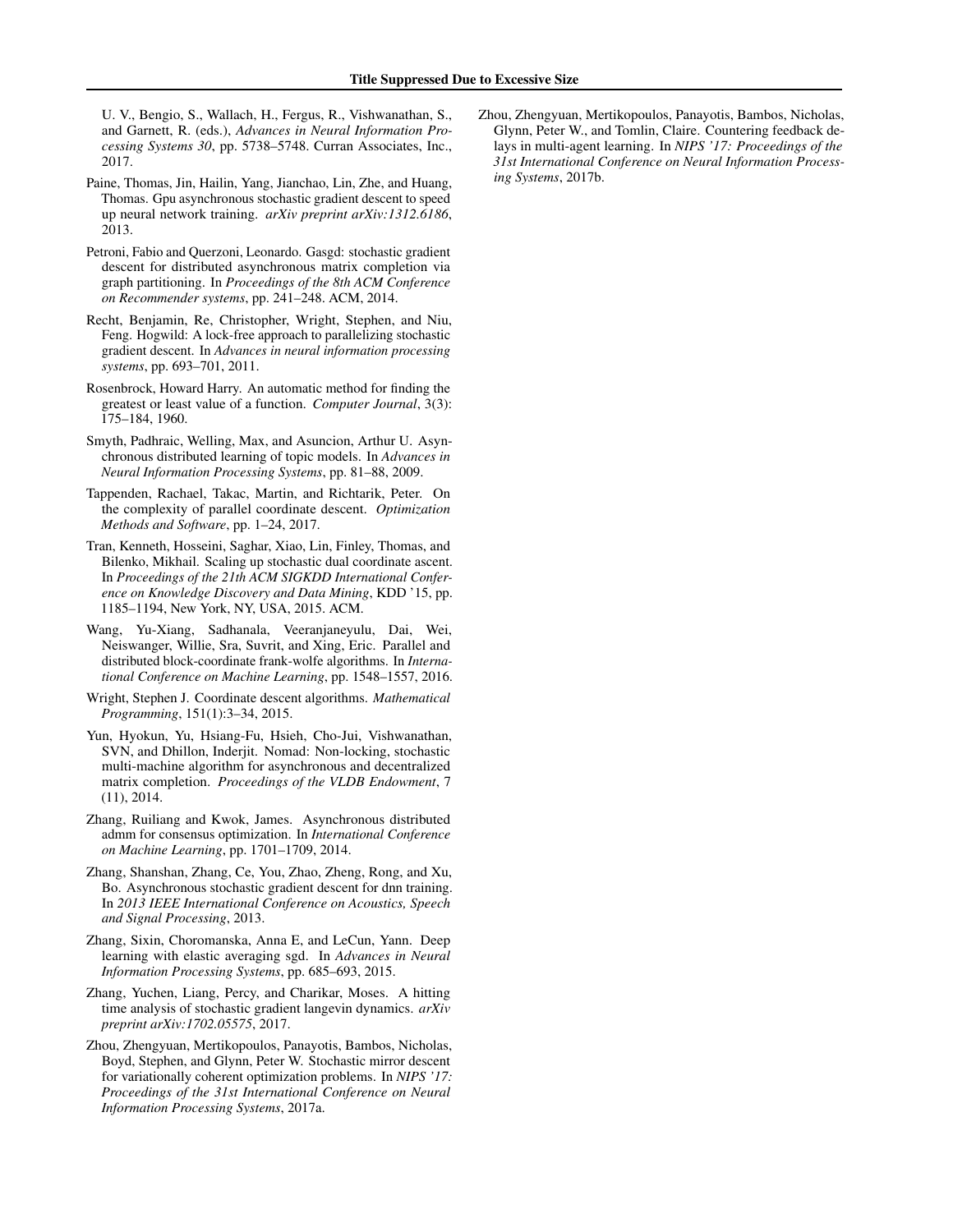U. V., Bengio, S., Wallach, H., Fergus, R., Vishwanathan, S., and Garnett, R. (eds.), *Advances in Neural Information Processing Systems 30*, pp. 5738–5748. Curran Associates, Inc., 2017.

Paine, Thomas, Jin, Hailin, Yang, Jianchao, Lin, Zhe, and Huang, Thomas. Gpu asynchronous stochastic gradient descent to speed up neural network training. *arXiv preprint arXiv:1312.6186*, 2013.

Petroni, Fabio and Querzoni, Leonardo. Gasgd: stochastic gradient descent for distributed asynchronous matrix completion via graph partitioning. In *Proceedings of the 8th ACM Conference on Recommender systems*, pp. 241–248. ACM, 2014.

Recht, Benjamin, Re, Christopher, Wright, Stephen, and Niu, Feng. Hogwild: A lock-free approach to parallelizing stochastic gradient descent. In *Advances in neural information processing systems*, pp. 693–701, 2011.

Rosenbrock, Howard Harry. An automatic method for finding the greatest or least value of a function. *Computer Journal*, 3(3): 175–184, 1960.

Smyth, Padhraic, Welling, Max, and Asuncion, Arthur U. Asynchronous distributed learning of topic models. In *Advances in Neural Information Processing Systems*, pp. 81–88, 2009.

Tappenden, Rachael, Takac, Martin, and Richtarik, Peter. On the complexity of parallel coordinate descent. *Optimization Methods and Software*, pp. 1–24, 2017.

Tran, Kenneth, Hosseini, Saghar, Xiao, Lin, Finley, Thomas, and Bilenko, Mikhail. Scaling up stochastic dual coordinate ascent. In *Proceedings of the 21th ACM SIGKDD International Conference on Knowledge Discovery and Data Mining*, KDD '15, pp. 1185–1194, New York, NY, USA, 2015. ACM.

Wang, Yu-Xiang, Sadhanala, Veeranjaneyulu, Dai, Wei, Neiswanger, Willie, Sra, Suvrit, and Xing, Eric. Parallel and distributed block-coordinate frank-wolfe algorithms. In *International Conference on Machine Learning*, pp. 1548–1557, 2016.

Wright, Stephen J. Coordinate descent algorithms. *Mathematical Programming*, 151(1):3–34, 2015.

Yun, Hyokun, Yu, Hsiang-Fu, Hsieh, Cho-Jui, Vishwanathan, SVN, and Dhillon, Inderjit. Nomad: Non-locking, stochastic multi-machine algorithm for asynchronous and decentralized matrix completion. *Proceedings of the VLDB Endowment*, 7 (11), 2014.

Zhang, Ruiliang and Kwok, James. Asynchronous distributed admm for consensus optimization. In *International Conference on Machine Learning*, pp. 1701–1709, 2014.

Zhang, Shanshan, Zhang, Ce, You, Zhao, Zheng, Rong, and Xu, Bo. Asynchronous stochastic gradient descent for dnn training. In *2013 IEEE International Conference on Acoustics, Speech and Signal Processing*, 2013.

Zhang, Sixin, Choromanska, Anna E, and LeCun, Yann. Deep learning with elastic averaging sgd. In *Advances in Neural Information Processing Systems*, pp. 685–693, 2015.

Zhang, Yuchen, Liang, Percy, and Charikar, Moses. A hitting time analysis of stochastic gradient langevin dynamics. *arXiv preprint arXiv:1702.05575*, 2017.

Zhou, Zhengyuan, Mertikopoulos, Panayotis, Bambos, Nicholas, Boyd, Stephen, and Glynn, Peter W. Stochastic mirror descent for variationally coherent optimization problems. In *NIPS '17: Proceedings of the 31st International Conference on Neural Information Processing Systems*, 2017a.

Zhou, Zhengyuan, Mertikopoulos, Panayotis, Bambos, Nicholas, Glynn, Peter W., and Tomlin, Claire. Countering feedback delays in multi-agent learning. In *NIPS '17: Proceedings of the 31st International Conference on Neural Information Processing Systems*, 2017b.